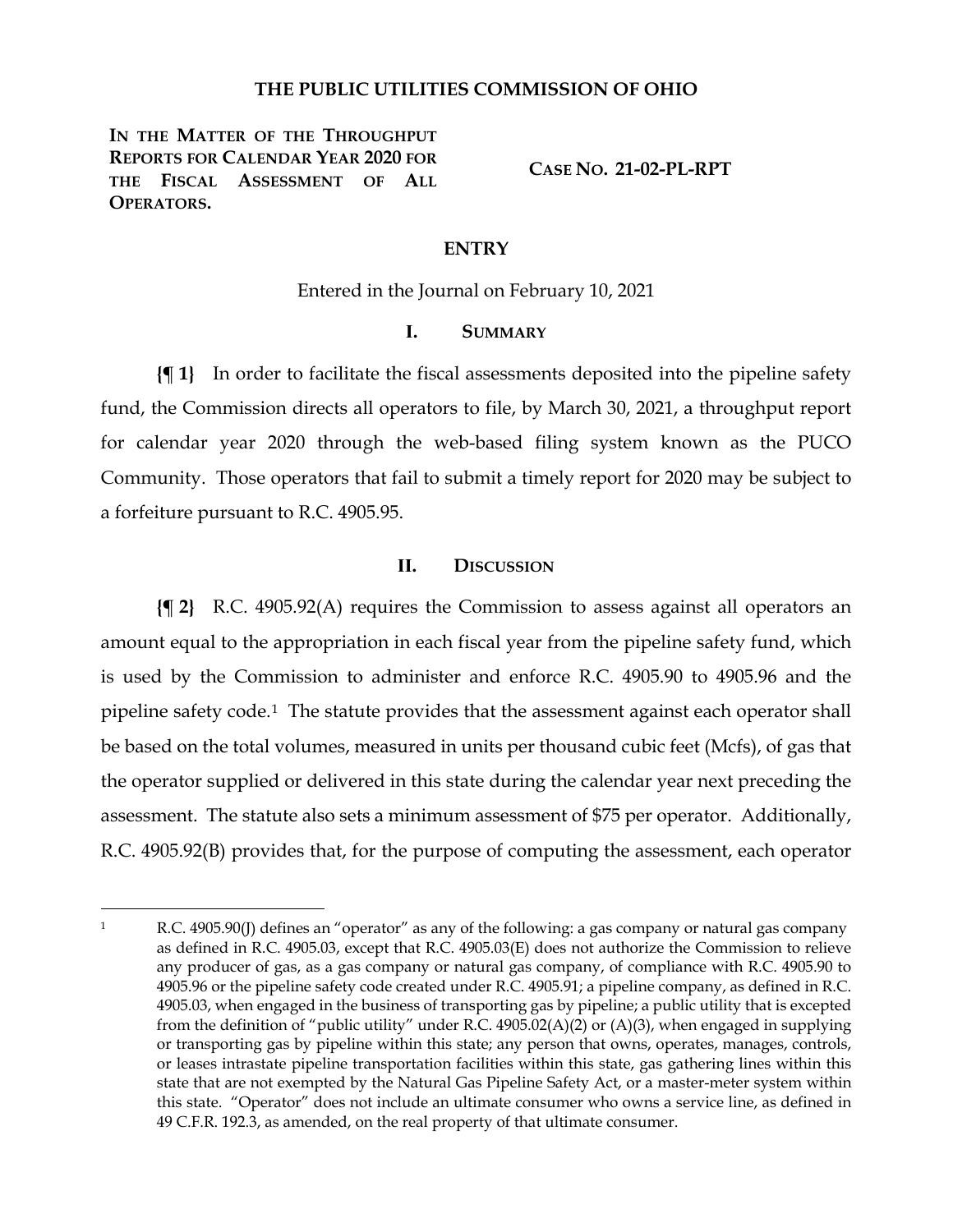# THE PUBLIC UTILITIES COMMISSION OF OHIO

**IN THE MATTER OF THE THROUGHPUT REPORTS FOR CALENDAR YEAR 2020 FOR THE FISCAL ASSESSMENT OF ALL OPERATORS.**

**CASE NO. 21-02-PL-RPT**

## ENTRY

Entered in the Journal on February 10, 2021

### I. SUMMARY

**{¶ 1}** In order to facilitate the fiscal assessments deposited into the pipeline safety fund, the Commission directs all operators to file, by March 30, 2021, a throughput report for calendar year 2020 through the web-based filing system known as the PUCO Community. Those operators that fail to submit a timely report for 2020 may be subject to a forfeiture pursuant to R.C. 4905.95.

### II. DISCUSSION

**{¶ 2}** R.C. 4905.92(A) requires the Commission to assess against all operators an amount equal to the appropriation in each fiscal year from the pipeline safety fund, which is used by the Commission to administer and enforce R.C. 4905.90 to 4905.96 and the pipeline safety code.[1] The statute provides that the assessment against each operator shall be based on the total volumes, measured in units per thousand cubic feet (Mcfs), of gas that the operator supplied or delivered in this state during the calendar year next preceding the assessment. The statute also sets a minimum assessment of $75 per operator. Additionally, R.C. 4905.92(B) provides that, for the purpose of computing the assessment, each operator

---

[1] R.C. 4905.90(J) defines an "operator" as any of the following: a gas company or natural gas company as defined in R.C. 4905.03, except that R.C. 4905.03(E) does not authorize the Commission to relieve any producer of gas, as a gas company or natural gas company, of compliance with R.C. 4905.90 to 4905.96 or the pipeline safety code created under R.C. 4905.91; a pipeline company, as defined in R.C. 4905.03, when engaged in the business of transporting gas by pipeline; a public utility that is excepted from the definition of "public utility" under R.C. 4905.02(A)(2) or (A)(3), when engaged in supplying or transporting gas by pipeline within this state; any person that owns, operates, manages, controls, or leases intrastate pipeline transportation facilities within this state, gas gathering lines within this state that are not exempted by the Natural Gas Pipeline Safety Act, or a master-meter system within this state. "Operator" does not include an ultimate consumer who owns a service line, as defined in 49 C.F.R. 192.3, as amended, on the real property of that ultimate consumer.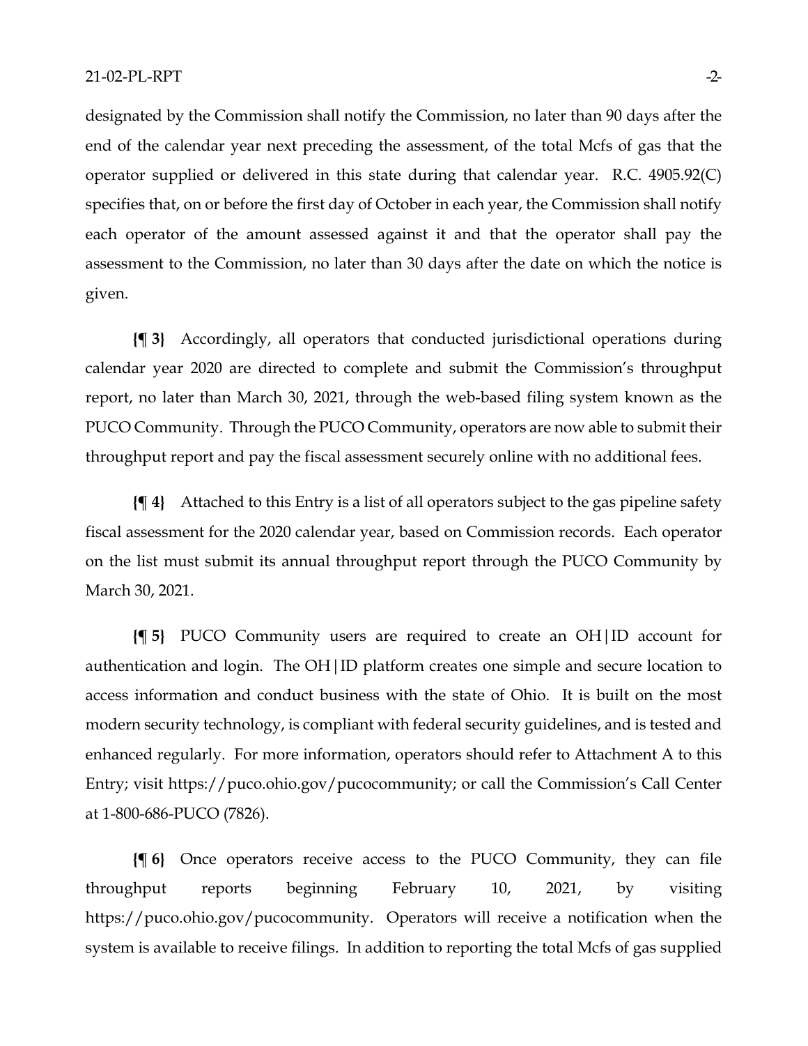designated by the Commission shall notify the Commission, no later than 90 days after the end of the calendar year next preceding the assessment, of the total Mcfs of gas that the operator supplied or delivered in this state during that calendar year. R.C. 4905.92(C) specifies that, on or before the first day of October in each year, the Commission shall notify each operator of the amount assessed against it and that the operator shall pay the assessment to the Commission, no later than 30 days after the date on which the notice is given.

**{¶ 3}** Accordingly, all operators that conducted jurisdictional operations during calendar year 2020 are directed to complete and submit the Commission's throughput report, no later than March 30, 2021, through the web-based filing system known as the PUCO Community. Through the PUCO Community, operators are now able to submit their throughput report and pay the fiscal assessment securely online with no additional fees.

**{¶ 4}** Attached to this Entry is a list of all operators subject to the gas pipeline safety fiscal assessment for the 2020 calendar year, based on Commission records. Each operator on the list must submit its annual throughput report through the PUCO Community by March 30, 2021.

**{¶ 5}** PUCO Community users are required to create an OH|ID account for authentication and login. The OH|ID platform creates one simple and secure location to access information and conduct business with the state of Ohio. It is built on the most modern security technology, is compliant with federal security guidelines, and is tested and enhanced regularly. For more information, operators should refer to Attachment A to this Entry; visit https://puco.ohio.gov/pucocommunity; or call the Commission's Call Center at 1-800-686-PUCO (7826).

**{¶ 6}** Once operators receive access to the PUCO Community, they can file throughput reports beginning February 10, 2021, by visiting https://puco.ohio.gov/pucocommunity. Operators will receive a notification when the system is available to receive filings. In addition to reporting the total Mcfs of gas supplied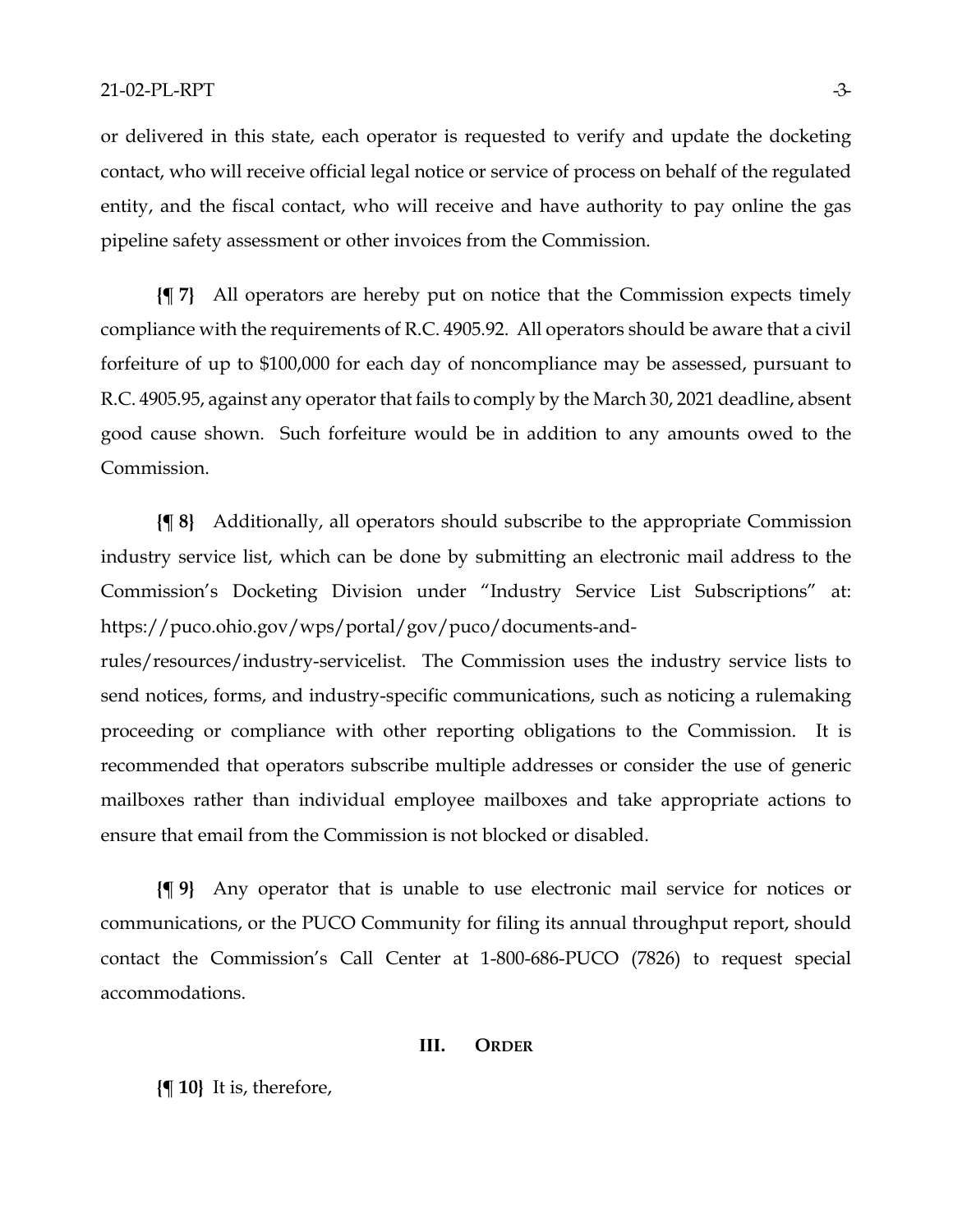or delivered in this state, each operator is requested to verify and update the docketing contact, who will receive official legal notice or service of process on behalf of the regulated entity, and the fiscal contact, who will receive and have authority to pay online the gas pipeline safety assessment or other invoices from the Commission.

**{¶ 7}** All operators are hereby put on notice that the Commission expects timely compliance with the requirements of R.C. 4905.92. All operators should be aware that a civil forfeiture of up to $100,000 for each day of noncompliance may be assessed, pursuant to R.C. 4905.95, against any operator that fails to comply by the March 30, 2021 deadline, absent good cause shown. Such forfeiture would be in addition to any amounts owed to the Commission.

**{¶ 8}** Additionally, all operators should subscribe to the appropriate Commission industry service list, which can be done by submitting an electronic mail address to the Commission's Docketing Division under "Industry Service List Subscriptions" at: https://puco.ohio.gov/wps/portal/gov/puco/documents-and-rules/resources/industry-servicelist. The Commission uses the industry service lists to send notices, forms, and industry-specific communications, such as noticing a rulemaking proceeding or compliance with other reporting obligations to the Commission. It is recommended that operators subscribe multiple addresses or consider the use of generic mailboxes rather than individual employee mailboxes and take appropriate actions to ensure that email from the Commission is not blocked or disabled.

**{¶ 9}** Any operator that is unable to use electronic mail service for notices or communications, or the PUCO Community for filing its annual throughput report, should contact the Commission's Call Center at 1-800-686-PUCO (7826) to request special accommodations.

## III. Order

**{¶ 10}** It is, therefore,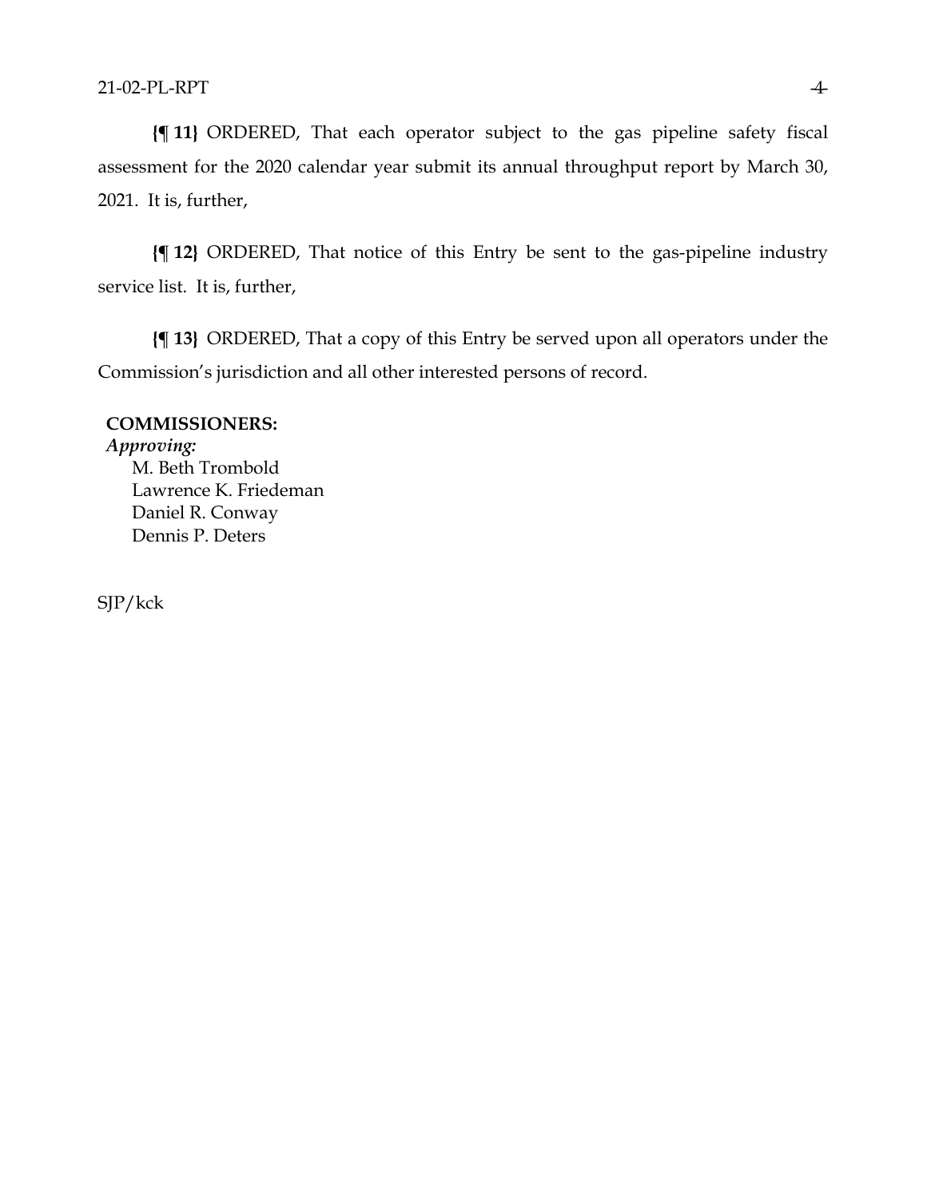**{¶ 11}** ORDERED, That each operator subject to the gas pipeline safety fiscal assessment for the 2020 calendar year submit its annual throughput report by March 30, 2021. It is, further,

**{¶ 12}** ORDERED, That notice of this Entry be sent to the gas-pipeline industry service list. It is, further,

**{¶ 13}** ORDERED, That a copy of this Entry be served upon all operators under the Commission's jurisdiction and all other interested persons of record.

**COMMISSIONERS:**

*Approving:*

M. Beth Trombold
Lawrence K. Friedeman
Daniel R. Conway
Dennis P. Deters

SJP/kck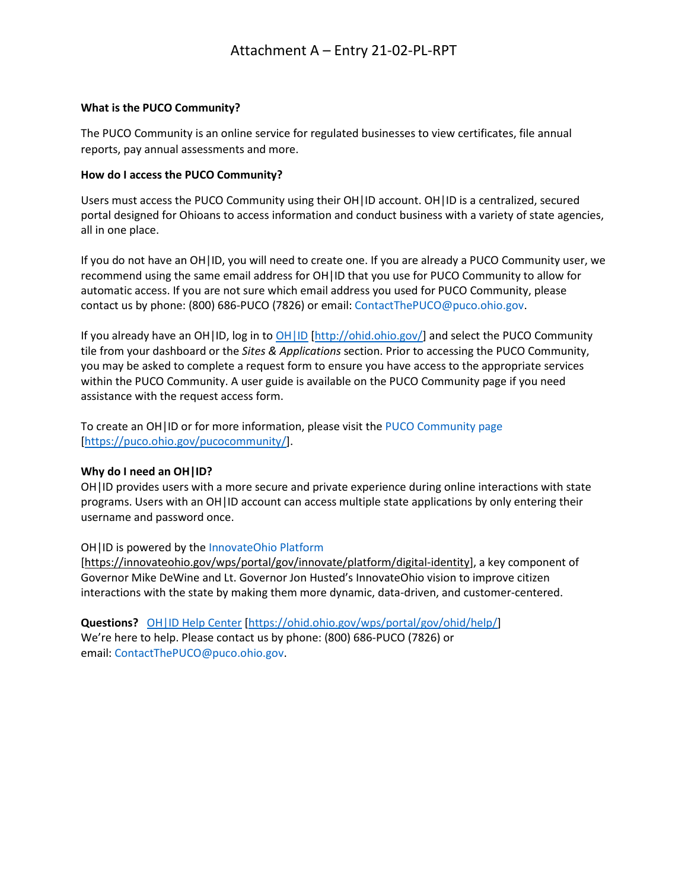# Attachment A – Entry 21-02-PL-RPT

**What is the PUCO Community?**

The PUCO Community is an online service for regulated businesses to view certificates, file annual reports, pay annual assessments and more.

**How do I access the PUCO Community?**

Users must access the PUCO Community using their OH|ID account. OH|ID is a centralized, secured portal designed for Ohioans to access information and conduct business with a variety of state agencies, all in one place.

If you do not have an OH|ID, you will need to create one. If you are already a PUCO Community user, we recommend using the same email address for OH|ID that you use for PUCO Community to allow for automatic access. If you are not sure which email address you used for PUCO Community, please contact us by phone: (800) 686-PUCO (7826) or email: ContactThePUCO@puco.ohio.gov.

If you already have an OH|ID, log in to OH|ID [http://ohid.ohio.gov/] and select the PUCO Community tile from your dashboard or the *Sites & Applications* section. Prior to accessing the PUCO Community, you may be asked to complete a request form to ensure you have access to the appropriate services within the PUCO Community. A user guide is available on the PUCO Community page if you need assistance with the request access form.

To create an OH|ID or for more information, please visit the PUCO Community page [https://puco.ohio.gov/pucocommunity/].

**Why do I need an OH|ID?**

OH|ID provides users with a more secure and private experience during online interactions with state programs. Users with an OH|ID account can access multiple state applications by only entering their username and password once.

OH|ID is powered by the InnovateOhio Platform [https://innovateohio.gov/wps/portal/gov/innovate/platform/digital-identity], a key component of Governor Mike DeWine and Lt. Governor Jon Husted's InnovateOhio vision to improve citizen interactions with the state by making them more dynamic, data-driven, and customer-centered.

**Questions?** OH|ID Help Center [https://ohid.ohio.gov/wps/portal/gov/ohid/help/]
We're here to help. Please contact us by phone: (800) 686-PUCO (7826) or email: ContactThePUCO@puco.ohio.gov.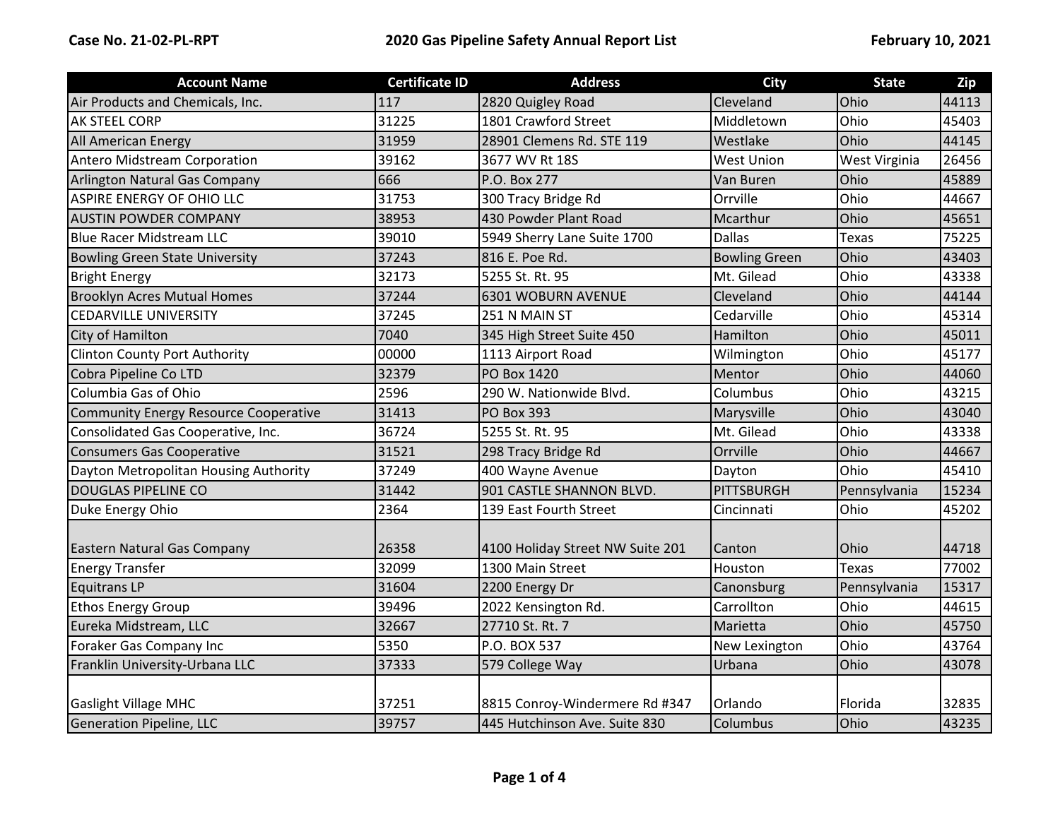| Account Name | Certificate ID | Address | City | State | Zip |
|---|---|---|---|---|---|
| Air Products and Chemicals, Inc. | 117 | 2820 Quigley Road | Cleveland | Ohio | 44113 |
| AK STEEL CORP | 31225 | 1801 Crawford Street | Middletown | Ohio | 45403 |
| All American Energy | 31959 | 28901 Clemens Rd. STE 119 | Westlake | Ohio | 44145 |
| Antero Midstream Corporation | 39162 | 3677 WV Rt 18S | West Union | West Virginia | 26456 |
| Arlington Natural Gas Company | 666 | P.O. Box 277 | Van Buren | Ohio | 45889 |
| ASPIRE ENERGY OF OHIO LLC | 31753 | 300 Tracy Bridge Rd | Orrville | Ohio | 44667 |
| AUSTIN POWDER COMPANY | 38953 | 430 Powder Plant Road | Mcarthur | Ohio | 45651 |
| Blue Racer Midstream LLC | 39010 | 5949 Sherry Lane Suite 1700 | Dallas | Texas | 75225 |
| Bowling Green State University | 37243 | 816 E. Poe Rd. | Bowling Green | Ohio | 43403 |
| Bright Energy | 32173 | 5255 St. Rt. 95 | Mt. Gilead | Ohio | 43338 |
| Brooklyn Acres Mutual Homes | 37244 | 6301 WOBURN AVENUE | Cleveland | Ohio | 44144 |
| CEDARVILLE UNIVERSITY | 37245 | 251 N MAIN ST | Cedarville | Ohio | 45314 |
| City of Hamilton | 7040 | 345 High Street Suite 450 | Hamilton | Ohio | 45011 |
| Clinton County Port Authority | 00000 | 1113 Airport Road | Wilmington | Ohio | 45177 |
| Cobra Pipeline Co LTD | 32379 | PO Box 1420 | Mentor | Ohio | 44060 |
| Columbia Gas of Ohio | 2596 | 290 W. Nationwide Blvd. | Columbus | Ohio | 43215 |
| Community Energy Resource Cooperative | 31413 | PO Box 393 | Marysville | Ohio | 43040 |
| Consolidated Gas Cooperative, Inc. | 36724 | 5255 St. Rt. 95 | Mt. Gilead | Ohio | 43338 |
| Consumers Gas Cooperative | 31521 | 298 Tracy Bridge Rd | Orrville | Ohio | 44667 |
| Dayton Metropolitan Housing Authority | 37249 | 400 Wayne Avenue | Dayton | Ohio | 45410 |
| DOUGLAS PIPELINE CO | 31442 | 901 CASTLE SHANNON BLVD. | PITTSBURGH | Pennsylvania | 15234 |
| Duke Energy Ohio | 2364 | 139 East Fourth Street | Cincinnati | Ohio | 45202 |
| Eastern Natural Gas Company | 26358 | 4100 Holiday Street NW Suite 201 | Canton | Ohio | 44718 |
| Energy Transfer | 32099 | 1300 Main Street | Houston | Texas | 77002 |
| Equitrans LP | 31604 | 2200 Energy Dr | Canonsburg | Pennsylvania | 15317 |
| Ethos Energy Group | 39496 | 2022 Kensington Rd. | Carrollton | Ohio | 44615 |
| Eureka Midstream, LLC | 32667 | 27710 St. Rt. 7 | Marietta | Ohio | 45750 |
| Foraker Gas Company Inc | 5350 | P.O. BOX 537 | New Lexington | Ohio | 43764 |
| Franklin University-Urbana LLC | 37333 | 579 College Way | Urbana | Ohio | 43078 |
| Gaslight Village MHC | 37251 | 8815 Conroy-Windermere Rd #347 | Orlando | Florida | 32835 |
| Generation Pipeline, LLC | 39757 | 445 Hutchinson Ave. Suite 830 | Columbus | Ohio | 43235 |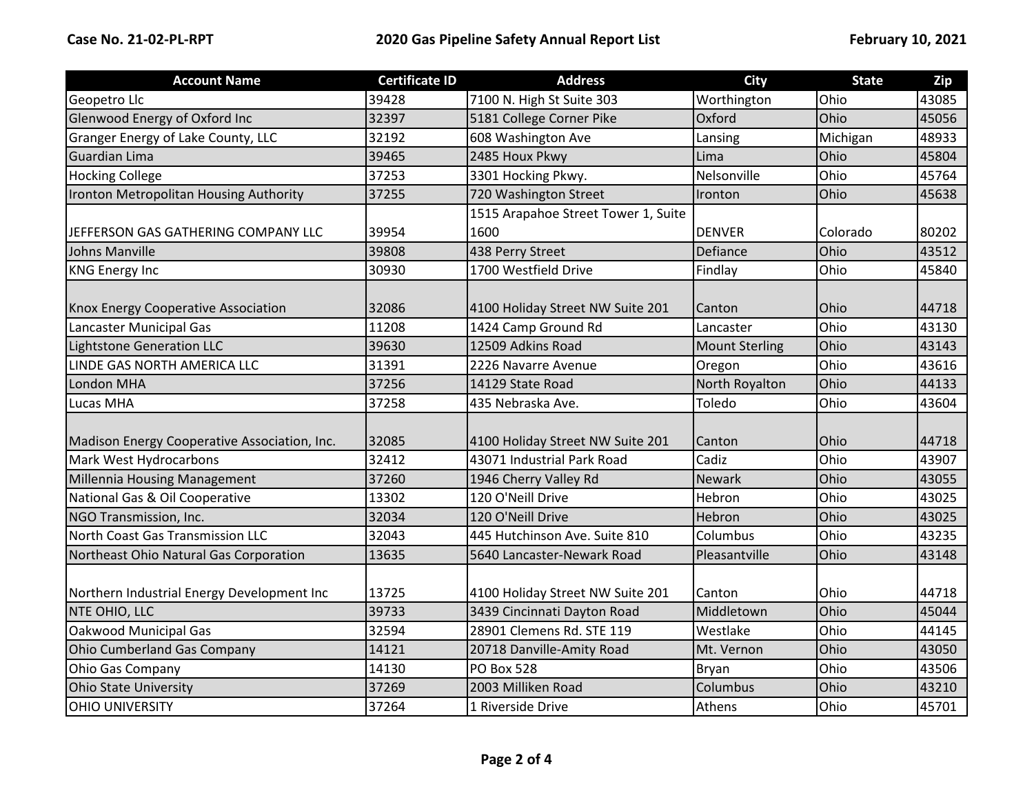| Account Name | Certificate ID | Address | City | State | Zip |
|---|---|---|---|---|---|
| Geopetro Llc | 39428 | 7100 N. High St Suite 303 | Worthington | Ohio | 43085 |
| Glenwood Energy of Oxford Inc | 32397 | 5181 College Corner Pike | Oxford | Ohio | 45056 |
| Granger Energy of Lake County, LLC | 32192 | 608 Washington Ave | Lansing | Michigan | 48933 |
| Guardian Lima | 39465 | 2485 Houx Pkwy | Lima | Ohio | 45804 |
| Hocking College | 37253 | 3301 Hocking Pkwy. | Nelsonville | Ohio | 45764 |
| Ironton Metropolitan Housing Authority | 37255 | 720 Washington Street | Ironton | Ohio | 45638 |
| JEFFERSON GAS GATHERING COMPANY LLC | 39954 | 1515 Arapahoe Street Tower 1, Suite 1600 | DENVER | Colorado | 80202 |
| Johns Manville | 39808 | 438 Perry Street | Defiance | Ohio | 43512 |
| KNG Energy Inc | 30930 | 1700 Westfield Drive | Findlay | Ohio | 45840 |
| Knox Energy Cooperative Association | 32086 | 4100 Holiday Street NW Suite 201 | Canton | Ohio | 44718 |
| Lancaster Municipal Gas | 11208 | 1424 Camp Ground Rd | Lancaster | Ohio | 43130 |
| Lightstone Generation LLC | 39630 | 12509 Adkins Road | Mount Sterling | Ohio | 43143 |
| LINDE GAS NORTH AMERICA LLC | 31391 | 2226 Navarre Avenue | Oregon | Ohio | 43616 |
| London MHA | 37256 | 14129 State Road | North Royalton | Ohio | 44133 |
| Lucas MHA | 37258 | 435 Nebraska Ave. | Toledo | Ohio | 43604 |
| Madison Energy Cooperative Association, Inc. | 32085 | 4100 Holiday Street NW Suite 201 | Canton | Ohio | 44718 |
| Mark West Hydrocarbons | 32412 | 43071 Industrial Park Road | Cadiz | Ohio | 43907 |
| Millennia Housing Management | 37260 | 1946 Cherry Valley Rd | Newark | Ohio | 43055 |
| National Gas & Oil Cooperative | 13302 | 120 O'Neill Drive | Hebron | Ohio | 43025 |
| NGO Transmission, Inc. | 32034 | 120 O'Neill Drive | Hebron | Ohio | 43025 |
| North Coast Gas Transmission LLC | 32043 | 445 Hutchinson Ave. Suite 810 | Columbus | Ohio | 43235 |
| Northeast Ohio Natural Gas Corporation | 13635 | 5640 Lancaster-Newark Road | Pleasantville | Ohio | 43148 |
| Northern Industrial Energy Development Inc | 13725 | 4100 Holiday Street NW Suite 201 | Canton | Ohio | 44718 |
| NTE OHIO, LLC | 39733 | 3439 Cincinnati Dayton Road | Middletown | Ohio | 45044 |
| Oakwood Municipal Gas | 32594 | 28901 Clemens Rd. STE 119 | Westlake | Ohio | 44145 |
| Ohio Cumberland Gas Company | 14121 | 20718 Danville-Amity Road | Mt. Vernon | Ohio | 43050 |
| Ohio Gas Company | 14130 | PO Box 528 | Bryan | Ohio | 43506 |
| Ohio State University | 37269 | 2003 Milliken Road | Columbus | Ohio | 43210 |
| OHIO UNIVERSITY | 37264 | 1 Riverside Drive | Athens | Ohio | 45701 |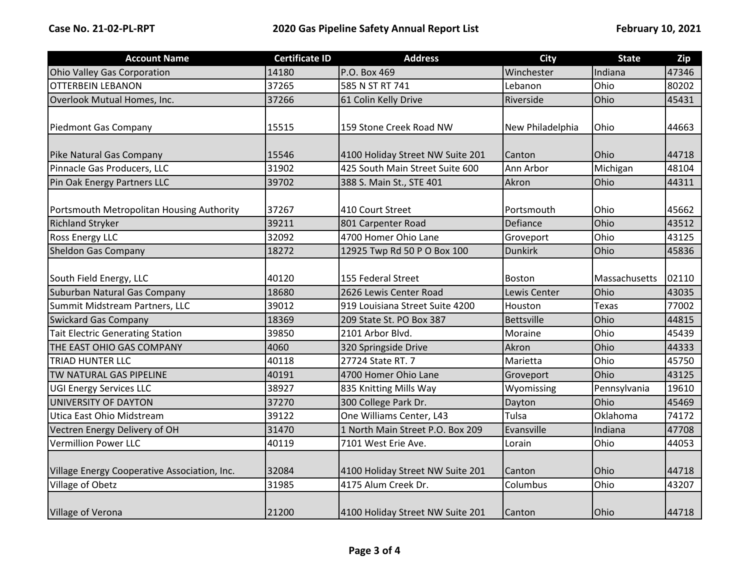| Account Name | Certificate ID | Address | City | State | Zip |
|---|---|---|---|---|---|
| Ohio Valley Gas Corporation | 14180 | P.O. Box 469 | Winchester | Indiana | 47346 |
| OTTERBEIN LEBANON | 37265 | 585 N ST RT 741 | Lebanon | Ohio | 80202 |
| Overlook Mutual Homes, Inc. | 37266 | 61 Colin Kelly Drive | Riverside | Ohio | 45431 |
| Piedmont Gas Company | 15515 | 159 Stone Creek Road NW | New Philadelphia | Ohio | 44663 |
| Pike Natural Gas Company | 15546 | 4100 Holiday Street NW Suite 201 | Canton | Ohio | 44718 |
| Pinnacle Gas Producers, LLC | 31902 | 425 South Main Street Suite 600 | Ann Arbor | Michigan | 48104 |
| Pin Oak Energy Partners LLC | 39702 | 388 S. Main St., STE 401 | Akron | Ohio | 44311 |
| Portsmouth Metropolitan Housing Authority | 37267 | 410 Court Street | Portsmouth | Ohio | 45662 |
| Richland Stryker | 39211 | 801 Carpenter Road | Defiance | Ohio | 43512 |
| Ross Energy LLC | 32092 | 4700 Homer Ohio Lane | Groveport | Ohio | 43125 |
| Sheldon Gas Company | 18272 | 12925 Twp Rd 50 P O Box 100 | Dunkirk | Ohio | 45836 |
| South Field Energy, LLC | 40120 | 155 Federal Street | Boston | Massachusetts | 02110 |
| Suburban Natural Gas Company | 18680 | 2626 Lewis Center Road | Lewis Center | Ohio | 43035 |
| Summit Midstream Partners, LLC | 39012 | 919 Louisiana Street Suite 4200 | Houston | Texas | 77002 |
| Swickard Gas Company | 18369 | 209 State St. PO Box 387 | Bettsville | Ohio | 44815 |
| Tait Electric Generating Station | 39850 | 2101 Arbor Blvd. | Moraine | Ohio | 45439 |
| THE EAST OHIO GAS COMPANY | 4060 | 320 Springside Drive | Akron | Ohio | 44333 |
| TRIAD HUNTER LLC | 40118 | 27724 State RT. 7 | Marietta | Ohio | 45750 |
| TW NATURAL GAS PIPELINE | 40191 | 4700 Homer Ohio Lane | Groveport | Ohio | 43125 |
| UGI Energy Services LLC | 38927 | 835 Knitting Mills Way | Wyomissing | Pennsylvania | 19610 |
| UNIVERSITY OF DAYTON | 37270 | 300 College Park Dr. | Dayton | Ohio | 45469 |
| Utica East Ohio Midstream | 39122 | One Williams Center, L43 | Tulsa | Oklahoma | 74172 |
| Vectren Energy Delivery of OH | 31470 | 1 North Main Street P.O. Box 209 | Evansville | Indiana | 47708 |
| Vermillion Power LLC | 40119 | 7101 West Erie Ave. | Lorain | Ohio | 44053 |
| Village Energy Cooperative Association, Inc. | 32084 | 4100 Holiday Street NW Suite 201 | Canton | Ohio | 44718 |
| Village of Obetz | 31985 | 4175 Alum Creek Dr. | Columbus | Ohio | 43207 |
| Village of Verona | 21200 | 4100 Holiday Street NW Suite 201 | Canton | Ohio | 44718 |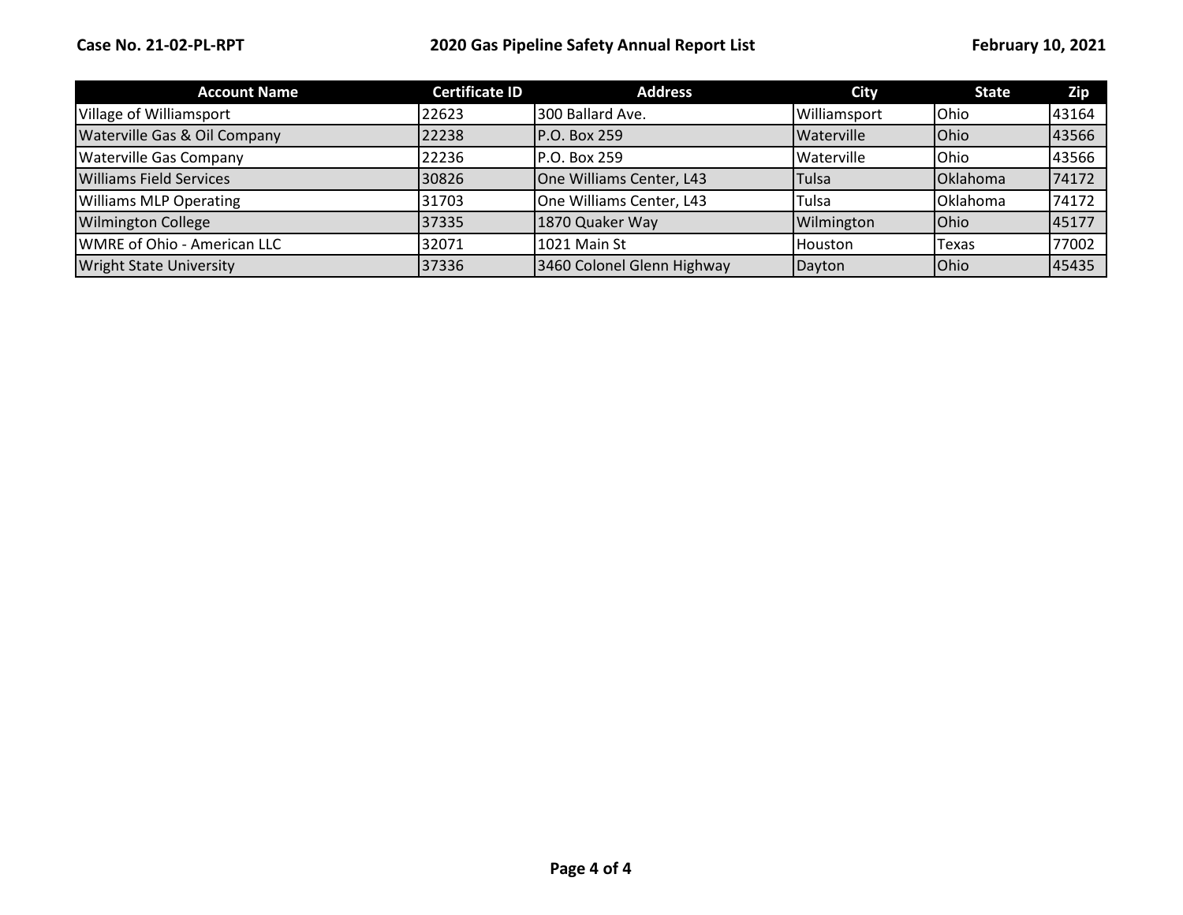| Account Name | Certificate ID | Address | City | State | Zip |
|---|---|---|---|---|---|
| Village of Williamsport | 22623 | 300 Ballard Ave. | Williamsport | Ohio | 43164 |
| Waterville Gas & Oil Company | 22238 | P.O. Box 259 | Waterville | Ohio | 43566 |
| Waterville Gas Company | 22236 | P.O. Box 259 | Waterville | Ohio | 43566 |
| Williams Field Services | 30826 | One Williams Center, L43 | Tulsa | Oklahoma | 74172 |
| Williams MLP Operating | 31703 | One Williams Center, L43 | Tulsa | Oklahoma | 74172 |
| Wilmington College | 37335 | 1870 Quaker Way | Wilmington | Ohio | 45177 |
| WMRE of Ohio - American LLC | 32071 | 1021 Main St | Houston | Texas | 77002 |
| Wright State University | 37336 | 3460 Colonel Glenn Highway | Dayton | Ohio | 45435 |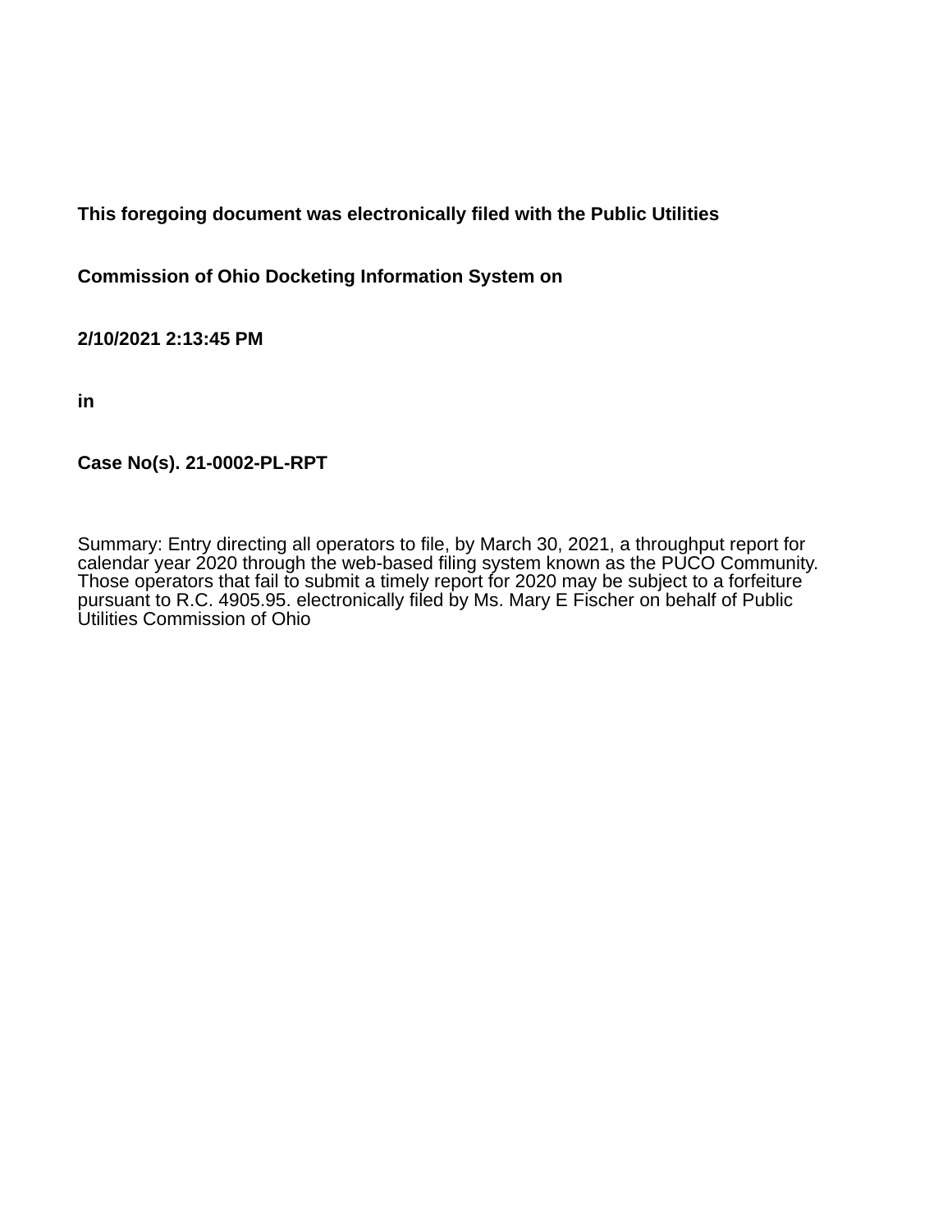**This foregoing document was electronically filed with the Public Utilities**

**Commission of Ohio Docketing Information System on**

**2/10/2021 2:13:45 PM**

**in**

**Case No(s). 21-0002-PL-RPT**

Summary: Entry directing all operators to file, by March 30, 2021, a throughput report for calendar year 2020 through the web-based filing system known as the PUCO Community. Those operators that fail to submit a timely report for 2020 may be subject to a forfeiture pursuant to R.C. 4905.95. electronically filed by Ms. Mary E Fischer on behalf of Public Utilities Commission of Ohio